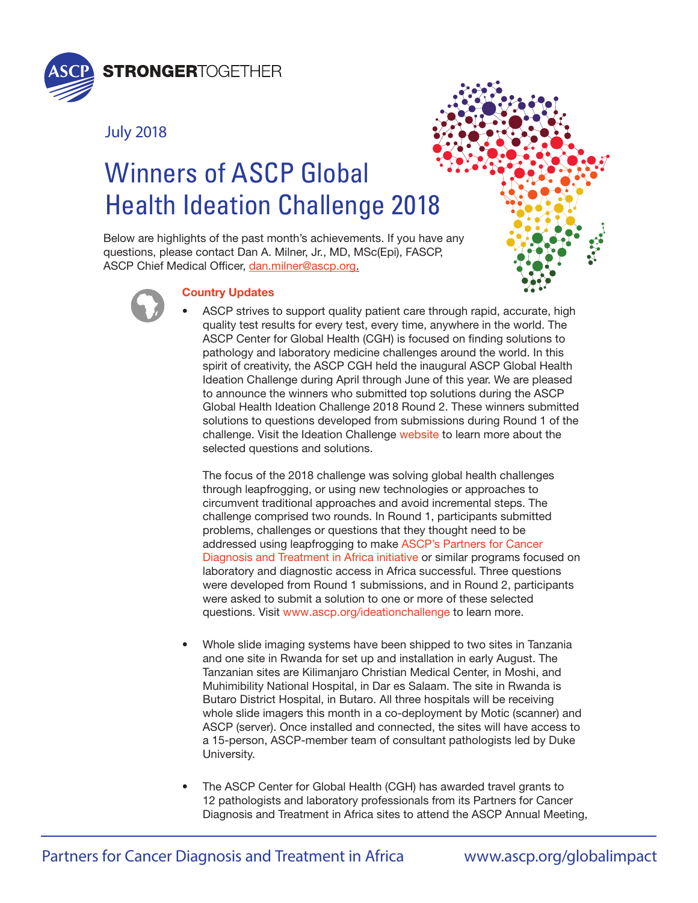**STRONGER**TOGETHER

July 2018

# Winners of ASCP Global Health Ideation Challenge 2018

Below are highlights of the past month's achievements. If you have any questions, please contact Dan A. Milner, Jr., MD, MSc(Epi), FASCP, ASCP Chief Medical Officer, dan.milner@ascp.org.

## Country Updates

- ASCP strives to support quality patient care through rapid, accurate, high quality test results for every test, every time, anywhere in the world. The ASCP Center for Global Health (CGH) is focused on finding solutions to pathology and laboratory medicine challenges around the world. In this spirit of creativity, the ASCP CGH held the inaugural ASCP Global Health Ideation Challenge during April through June of this year. We are pleased to announce the winners who submitted top solutions during the ASCP Global Health Ideation Challenge 2018 Round 2. These winners submitted solutions to questions developed from submissions during Round 1 of the challenge. Visit the Ideation Challenge website to learn more about the selected questions and solutions.

  The focus of the 2018 challenge was solving global health challenges through leapfrogging, or using new technologies or approaches to circumvent traditional approaches and avoid incremental steps. The challenge comprised two rounds. In Round 1, participants submitted problems, challenges or questions that they thought need to be addressed using leapfrogging to make ASCP's Partners for Cancer Diagnosis and Treatment in Africa initiative or similar programs focused on laboratory and diagnostic access in Africa successful. Three questions were developed from Round 1 submissions, and in Round 2, participants were asked to submit a solution to one or more of these selected questions. Visit www.ascp.org/ideationchallenge to learn more.

- Whole slide imaging systems have been shipped to two sites in Tanzania and one site in Rwanda for set up and installation in early August. The Tanzanian sites are Kilimanjaro Christian Medical Center, in Moshi, and Muhimibility National Hospital, in Dar es Salaam. The site in Rwanda is Butaro District Hospital, in Butaro. All three hospitals will be receiving whole slide imagers this month in a co-deployment by Motic (scanner) and ASCP (server). Once installed and connected, the sites will have access to a 15-person, ASCP-member team of consultant pathologists led by Duke University.

- The ASCP Center for Global Health (CGH) has awarded travel grants to 12 pathologists and laboratory professionals from its Partners for Cancer Diagnosis and Treatment in Africa sites to attend the ASCP Annual Meeting,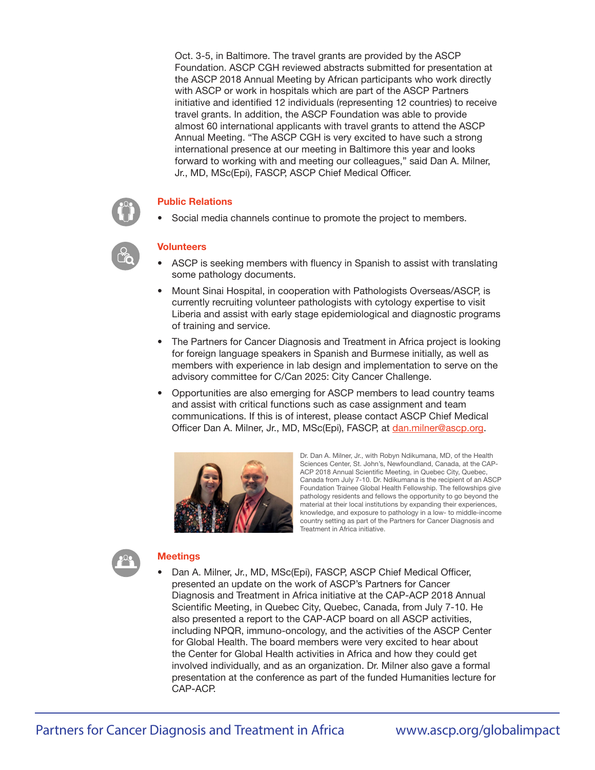Oct. 3-5, in Baltimore. The travel grants are provided by the ASCP Foundation. ASCP CGH reviewed abstracts submitted for presentation at the ASCP 2018 Annual Meeting by African participants who work directly with ASCP or work in hospitals which are part of the ASCP Partners initiative and identified 12 individuals (representing 12 countries) to receive travel grants. In addition, the ASCP Foundation was able to provide almost 60 international applicants with travel grants to attend the ASCP Annual Meeting. "The ASCP CGH is very excited to have such a strong international presence at our meeting in Baltimore this year and looks forward to working with and meeting our colleagues," said Dan A. Milner, Jr., MD, MSc(Epi), FASCP, ASCP Chief Medical Officer.

## Public Relations

- Social media channels continue to promote the project to members.

## Volunteers

- ASCP is seeking members with fluency in Spanish to assist with translating some pathology documents.
- Mount Sinai Hospital, in cooperation with Pathologists Overseas/ASCP, is currently recruiting volunteer pathologists with cytology expertise to visit Liberia and assist with early stage epidemiological and diagnostic programs of training and service.
- The Partners for Cancer Diagnosis and Treatment in Africa project is looking for foreign language speakers in Spanish and Burmese initially, as well as members with experience in lab design and implementation to serve on the advisory committee for C/Can 2025: City Cancer Challenge.
- Opportunities are also emerging for ASCP members to lead country teams and assist with critical functions such as case assignment and team communications. If this is of interest, please contact ASCP Chief Medical Officer Dan A. Milner, Jr., MD, MSc(Epi), FASCP, at dan.milner@ascp.org.

Dr. Dan A. Milner, Jr., with Robyn Ndikumana, MD, of the Health Sciences Center, St. John's, Newfoundland, Canada, at the CAP-ACP 2018 Annual Scientific Meeting, in Quebec City, Quebec, Canada from July 7-10. Dr. Ndikumana is the recipient of an ASCP Foundation Trainee Global Health Fellowship. The fellowships give pathology residents and fellows the opportunity to go beyond the material at their local institutions by expanding their experiences, knowledge, and exposure to pathology in a low- to middle-income country setting as part of the Partners for Cancer Diagnosis and Treatment in Africa initiative.

## Meetings

- Dan A. Milner, Jr., MD, MSc(Epi), FASCP, ASCP Chief Medical Officer, presented an update on the work of ASCP's Partners for Cancer Diagnosis and Treatment in Africa initiative at the CAP-ACP 2018 Annual Scientific Meeting, in Quebec City, Quebec, Canada, from July 7-10. He also presented a report to the CAP-ACP board on all ASCP activities, including NPQR, immuno-oncology, and the activities of the ASCP Center for Global Health. The board members were very excited to hear about the Center for Global Health activities in Africa and how they could get involved individually, and as an organization. Dr. Milner also gave a formal presentation at the conference as part of the funded Humanities lecture for CAP-ACP.